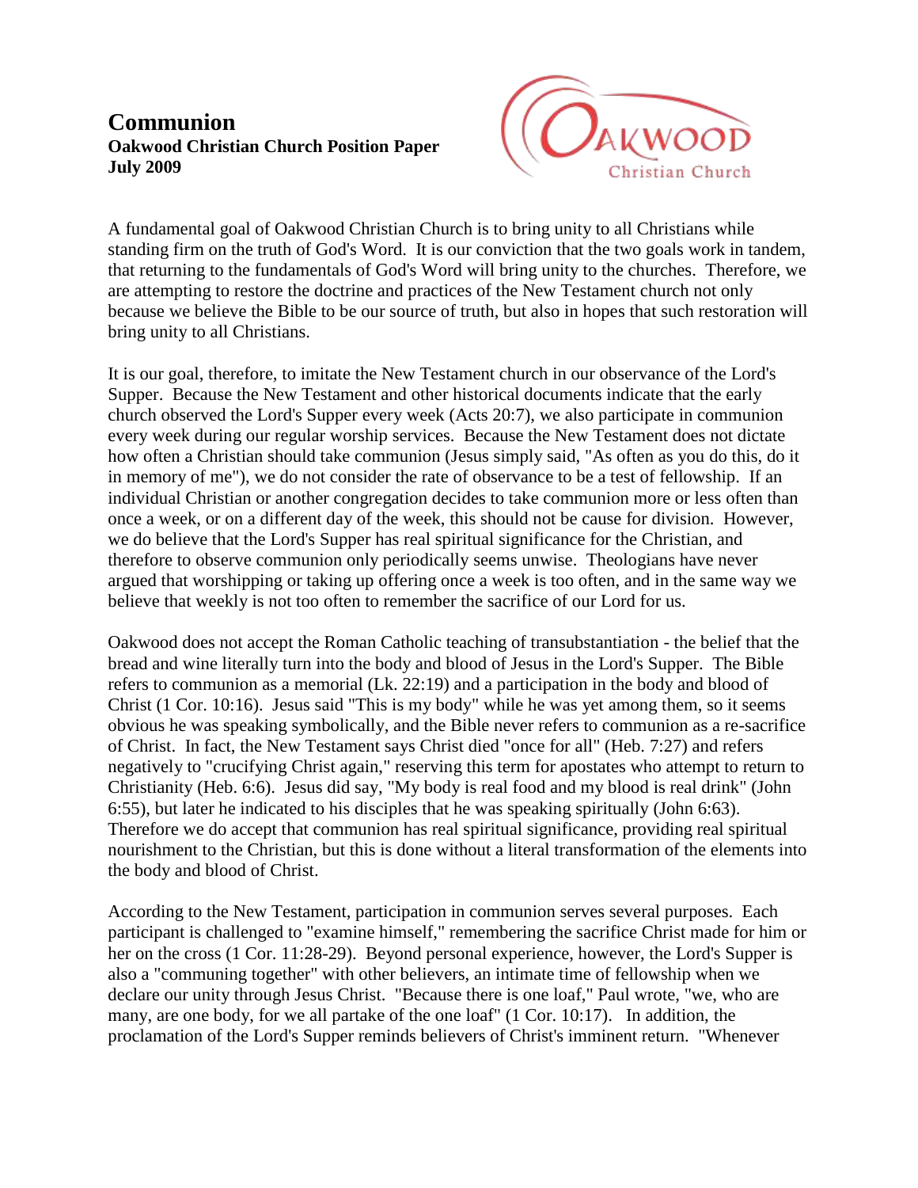# Communion

**Oakwood Christian Church Position Paper**
**July 2009**

A fundamental goal of Oakwood Christian Church is to bring unity to all Christians while standing firm on the truth of God's Word. It is our conviction that the two goals work in tandem, that returning to the fundamentals of God's Word will bring unity to the churches. Therefore, we are attempting to restore the doctrine and practices of the New Testament church not only because we believe the Bible to be our source of truth, but also in hopes that such restoration will bring unity to all Christians.

It is our goal, therefore, to imitate the New Testament church in our observance of the Lord's Supper. Because the New Testament and other historical documents indicate that the early church observed the Lord's Supper every week (Acts 20:7), we also participate in communion every week during our regular worship services. Because the New Testament does not dictate how often a Christian should take communion (Jesus simply said, "As often as you do this, do it in memory of me"), we do not consider the rate of observance to be a test of fellowship. If an individual Christian or another congregation decides to take communion more or less often than once a week, or on a different day of the week, this should not be cause for division. However, we do believe that the Lord's Supper has real spiritual significance for the Christian, and therefore to observe communion only periodically seems unwise. Theologians have never argued that worshipping or taking up offering once a week is too often, and in the same way we believe that weekly is not too often to remember the sacrifice of our Lord for us.

Oakwood does not accept the Roman Catholic teaching of transubstantiation - the belief that the bread and wine literally turn into the body and blood of Jesus in the Lord's Supper. The Bible refers to communion as a memorial (Lk. 22:19) and a participation in the body and blood of Christ (1 Cor. 10:16). Jesus said "This is my body" while he was yet among them, so it seems obvious he was speaking symbolically, and the Bible never refers to communion as a re-sacrifice of Christ. In fact, the New Testament says Christ died "once for all" (Heb. 7:27) and refers negatively to "crucifying Christ again," reserving this term for apostates who attempt to return to Christianity (Heb. 6:6). Jesus did say, "My body is real food and my blood is real drink" (John 6:55), but later he indicated to his disciples that he was speaking spiritually (John 6:63). Therefore we do accept that communion has real spiritual significance, providing real spiritual nourishment to the Christian, but this is done without a literal transformation of the elements into the body and blood of Christ.

According to the New Testament, participation in communion serves several purposes. Each participant is challenged to "examine himself," remembering the sacrifice Christ made for him or her on the cross (1 Cor. 11:28-29). Beyond personal experience, however, the Lord's Supper is also a "communing together" with other believers, an intimate time of fellowship when we declare our unity through Jesus Christ. "Because there is one loaf," Paul wrote, "we, who are many, are one body, for we all partake of the one loaf" (1 Cor. 10:17). In addition, the proclamation of the Lord's Supper reminds believers of Christ's imminent return. "Whenever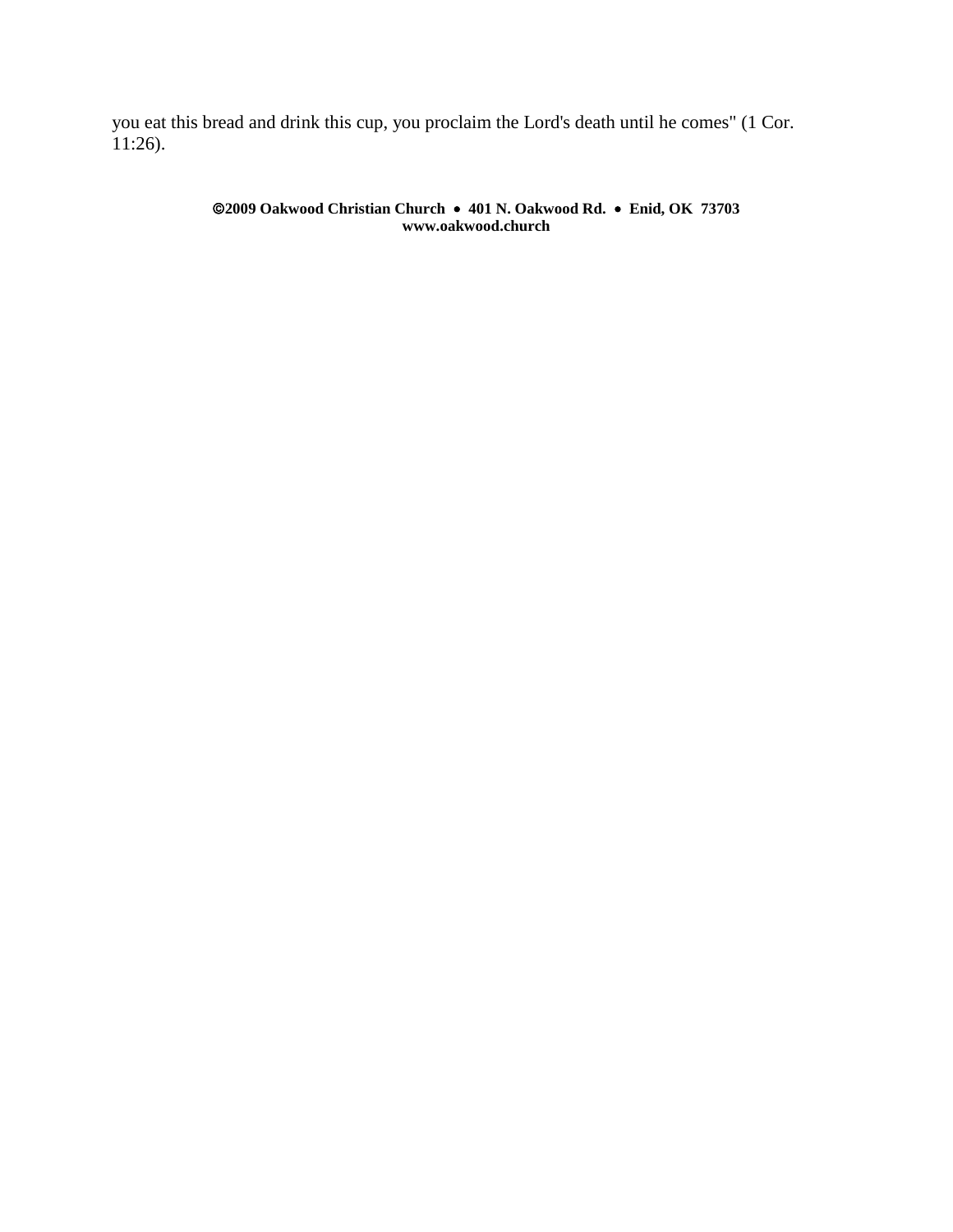you eat this bread and drink this cup, you proclaim the Lord's death until he comes" (1 Cor. 11:26).

**©2009 Oakwood Christian Church • 401 N. Oakwood Rd. • Enid, OK 73703**
**www.oakwood.church**